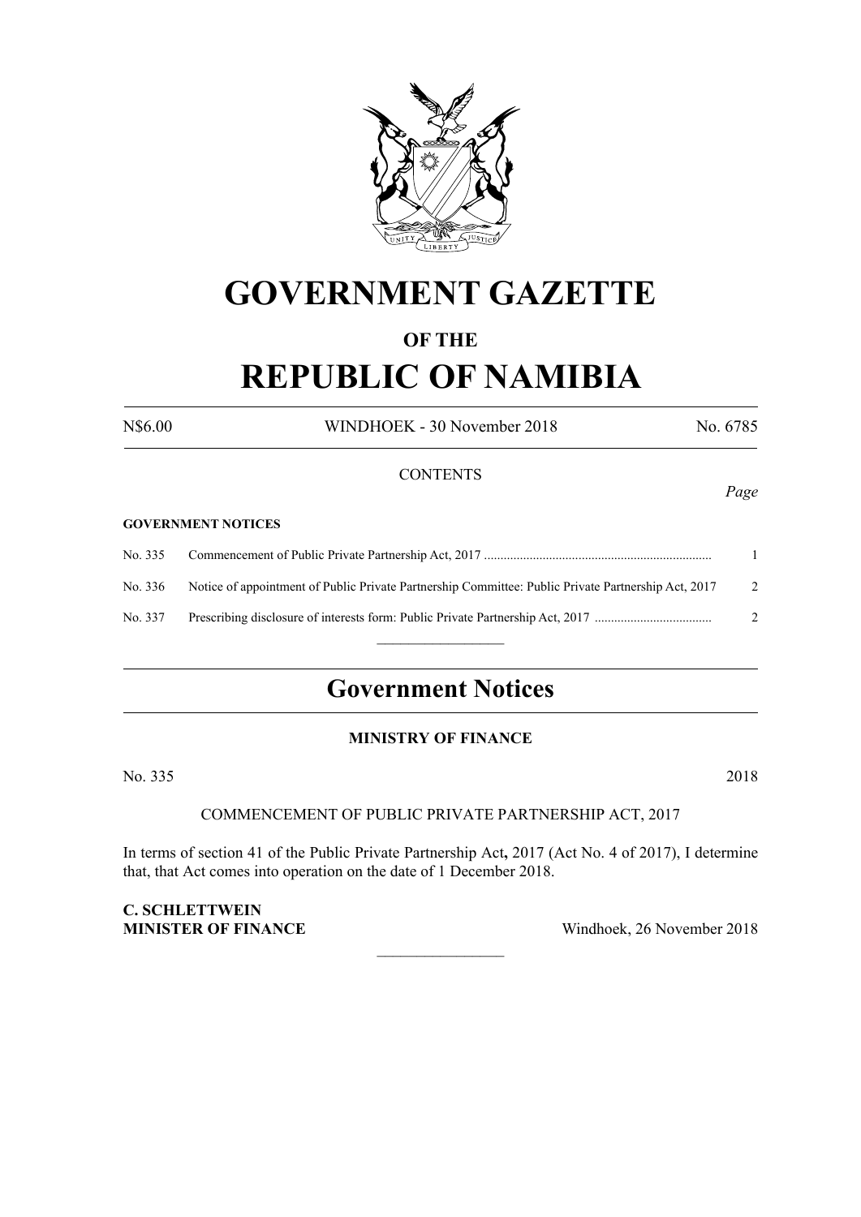# GOVERNMENT GAZETTE

### OF THE

# REPUBLIC OF NAMIBIA

N$6.00 WINDHOEK - 30 November 2018 No. 6785

CONTENTS

*Page*

**GOVERNMENT NOTICES**

| | | |
|---|---|---|
| No. 335 | Commencement of Public Private Partnership Act, 2017 | 1 |
| No. 336 | Notice of appointment of Public Private Partnership Committee: Public Private Partnership Act, 2017 | 2 |
| No. 337 | Prescribing disclosure of interests form: Public Private Partnership Act, 2017 | 2 |

## Government Notices

### MINISTRY OF FINANCE

No. 335 2018

COMMENCEMENT OF PUBLIC PRIVATE PARTNERSHIP ACT, 2017

In terms of section 41 of the Public Private Partnership Act**,** 2017 (Act No. 4 of 2017), I determine that, that Act comes into operation on the date of 1 December 2018.

**C. SCHLETTWEIN**
**MINISTER OF FINANCE** Windhoek, 26 November 2018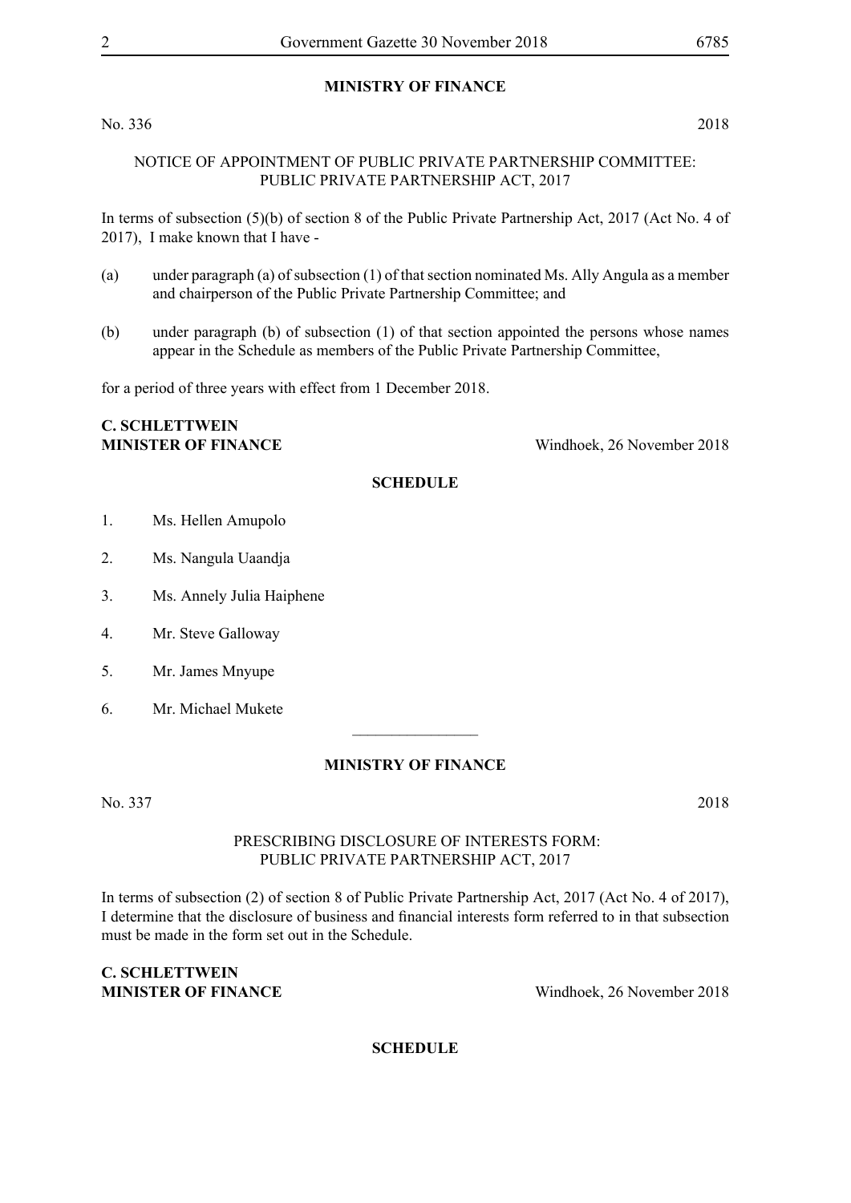## MINISTRY OF FINANCE

No. 336 2018

NOTICE OF APPOINTMENT OF PUBLIC PRIVATE PARTNERSHIP COMMITTEE: PUBLIC PRIVATE PARTNERSHIP ACT, 2017

In terms of subsection (5)(b) of section 8 of the Public Private Partnership Act, 2017 (Act No. 4 of 2017), I make known that I have -

(a) under paragraph (a) of subsection (1) of that section nominated Ms. Ally Angula as a member and chairperson of the Public Private Partnership Committee; and

(b) under paragraph (b) of subsection (1) of that section appointed the persons whose names appear in the Schedule as members of the Public Private Partnership Committee,

for a period of three years with effect from 1 December 2018.

**C. SCHLETTWEIN**
**MINISTER OF FINANCE** Windhoek, 26 November 2018

**SCHEDULE**

1. Ms. Hellen Amupolo
2. Ms. Nangula Uaandja
3. Ms. Annely Julia Haiphene
4. Mr. Steve Galloway
5. Mr. James Mnyupe
6. Mr. Michael Mukete

________________

## MINISTRY OF FINANCE

No. 337 2018

PRESCRIBING DISCLOSURE OF INTERESTS FORM: PUBLIC PRIVATE PARTNERSHIP ACT, 2017

In terms of subsection (2) of section 8 of Public Private Partnership Act, 2017 (Act No. 4 of 2017), I determine that the disclosure of business and financial interests form referred to in that subsection must be made in the form set out in the Schedule.

**C. SCHLETTWEIN**
**MINISTER OF FINANCE** Windhoek, 26 November 2018

**SCHEDULE**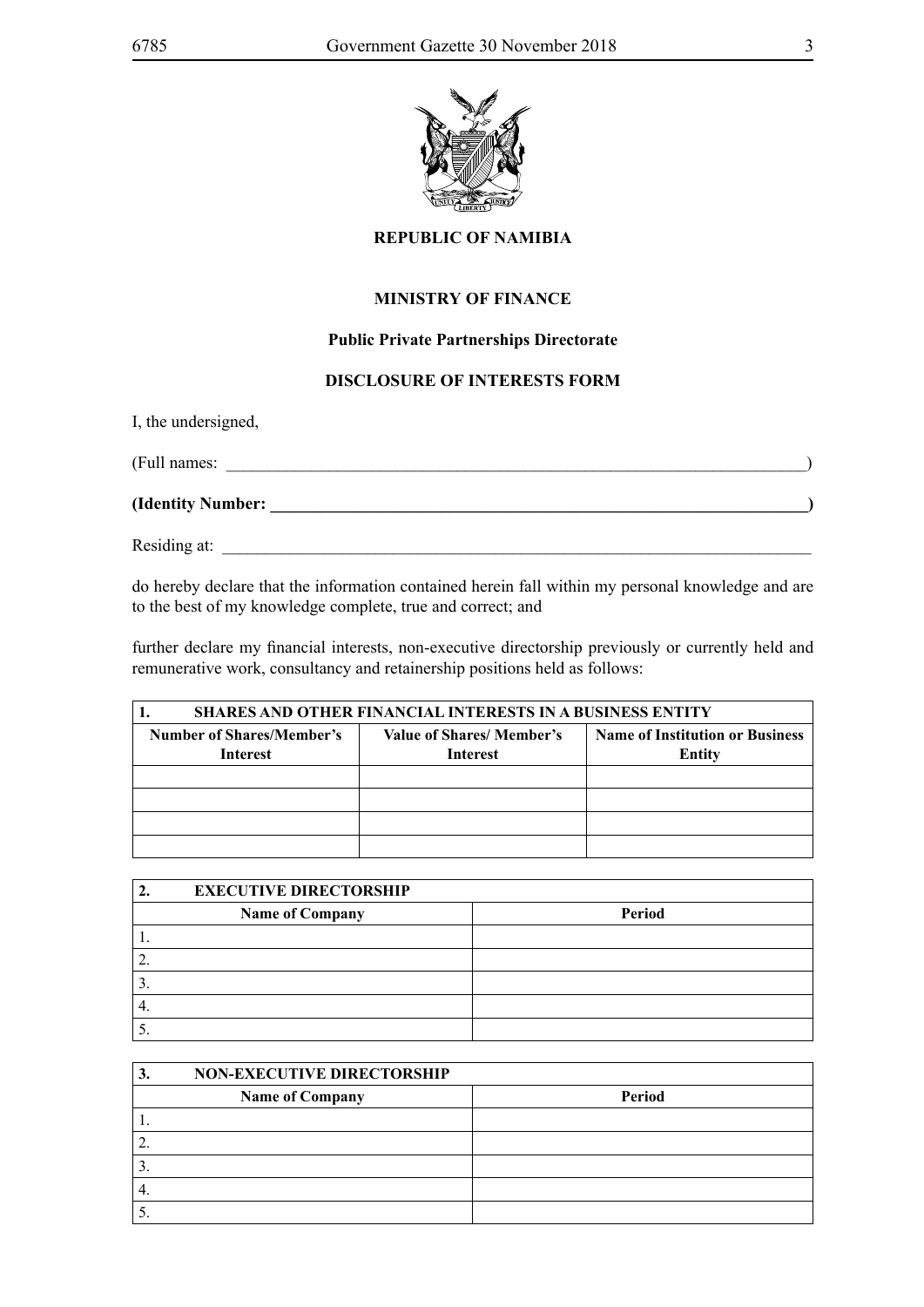**REPUBLIC OF NAMIBIA**

**MINISTRY OF FINANCE**

**Public Private Partnerships Directorate**

**DISCLOSURE OF INTERESTS FORM**

I, the undersigned,

(Full names: ____________________________________________________________________)

**(Identity Number: ______________________________________________________________)**

Residing at: ____________________________________________________________________

do hereby declare that the information contained herein fall within my personal knowledge and are to the best of my knowledge complete, true and correct; and

further declare my financial interests, non-executive directorship previously or currently held and remunerative work, consultancy and retainership positions held as follows:

| **1. SHARES AND OTHER FINANCIAL INTERESTS IN A BUSINESS ENTITY** | | |
|---|---|---|
| **Number of Shares/Member's Interest** | **Value of Shares/ Member's Interest** | **Name of Institution or Business Entity** |
| | | |
| | | |
| | | |
| | | |

| **2. EXECUTIVE DIRECTORSHIP** | |
|---|---|
| **Name of Company** | **Period** |
| 1. | |
| 2. | |
| 3. | |
| 4. | |
| 5. | |

| **3. NON-EXECUTIVE DIRECTORSHIP** | |
|---|---|
| **Name of Company** | **Period** |
| 1. | |
| 2. | |
| 3. | |
| 4. | |
| 5. | |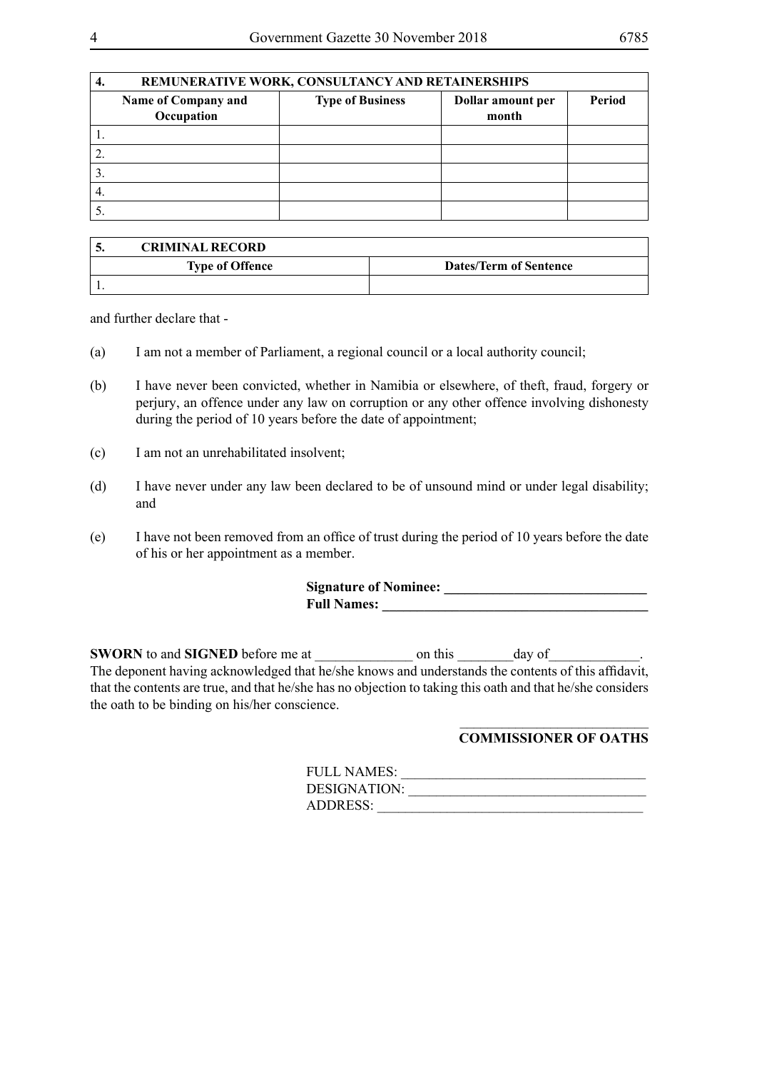| 4. REMUNERATIVE WORK, CONSULTANCY AND RETAINERSHIPS | | | |
|---|---|---|---|
| **Name of Company and Occupation** | **Type of Business** | **Dollar amount per month** | **Period** |
| 1. | | | |
| 2. | | | |
| 3. | | | |
| 4. | | | |
| 5. | | | |

| 5. CRIMINAL RECORD | |
|---|---|
| **Type of Offence** | **Dates/Term of Sentence** |
| 1. | |

and further declare that -

(a) I am not a member of Parliament, a regional council or a local authority council;

(b) I have never been convicted, whether in Namibia or elsewhere, of theft, fraud, forgery or perjury, an offence under any law on corruption or any other offence involving dishonesty during the period of 10 years before the date of appointment;

(c) I am not an unrehabilitated insolvent;

(d) I have never under any law been declared to be of unsound mind or under legal disability; and

(e) I have not been removed from an office of trust during the period of 10 years before the date of his or her appointment as a member.

**Signature of Nominee: ______________________________**
**Full Names: ______________________________________**

**SWORN** to and **SIGNED** before me at ______________ on this ________day of_____________. The deponent having acknowledged that he/she knows and understands the contents of this affidavit, that the contents are true, and that he/she has no objection to taking this oath and that he/she considers the oath to be binding on his/her conscience.

___________________________
**COMMISSIONER OF OATHS**

FULL NAMES: ___________________________________
DESIGNATION: _________________________________
ADDRESS: ______________________________________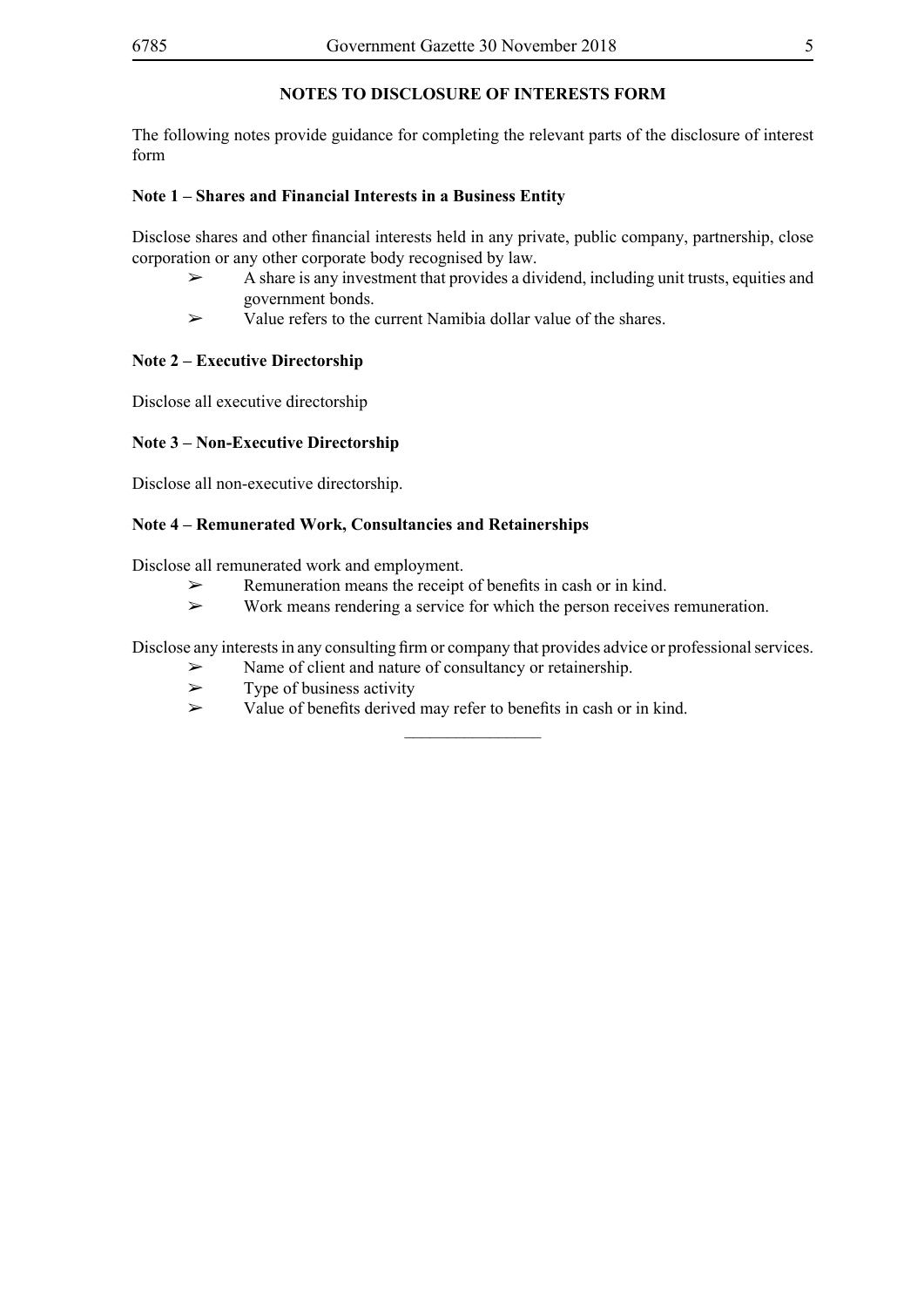## NOTES TO DISCLOSURE OF INTERESTS FORM

The following notes provide guidance for completing the relevant parts of the disclosure of interest form

**Note 1 – Shares and Financial Interests in a Business Entity**

Disclose shares and other financial interests held in any private, public company, partnership, close corporation or any other corporate body recognised by law.

- ➢ A share is any investment that provides a dividend, including unit trusts, equities and government bonds.
- ➢ Value refers to the current Namibia dollar value of the shares.

**Note 2 – Executive Directorship**

Disclose all executive directorship

**Note 3 – Non-Executive Directorship**

Disclose all non-executive directorship.

**Note 4 – Remunerated Work, Consultancies and Retainerships**

Disclose all remunerated work and employment.

- ➢ Remuneration means the receipt of benefits in cash or in kind.
- ➢ Work means rendering a service for which the person receives remuneration.

Disclose any interests in any consulting firm or company that provides advice or professional services.

- ➢ Name of client and nature of consultancy or retainership.
- ➢ Type of business activity
- ➢ Value of benefits derived may refer to benefits in cash or in kind.

________________